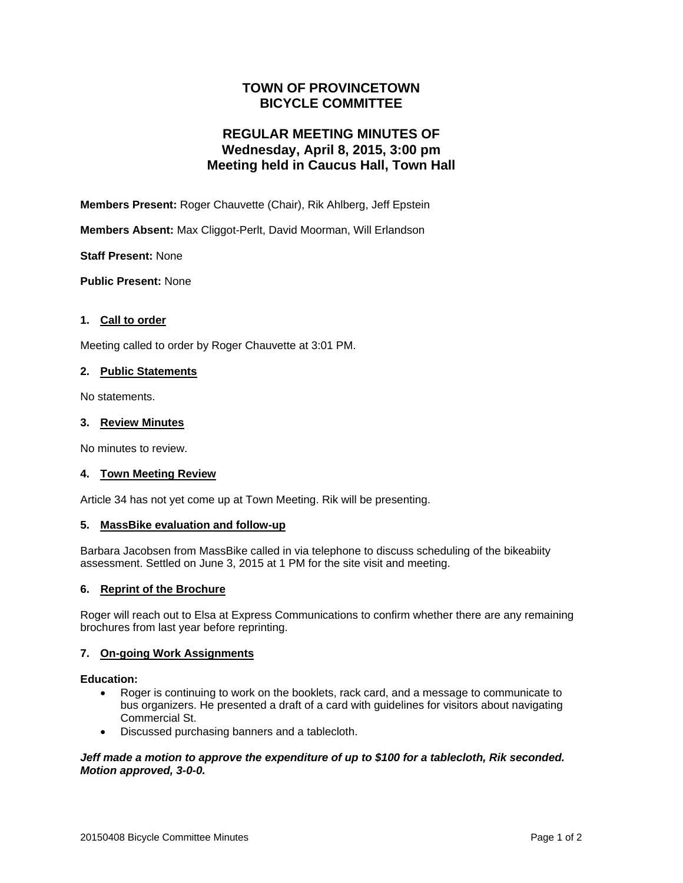# TOWN OF PROVINCETOWN
# BICYCLE COMMITTEE

## REGULAR MEETING MINUTES OF
## Wednesday, April 8, 2015, 3:00 pm
## Meeting held in Caucus Hall, Town Hall

**Members Present:** Roger Chauvette (Chair), Rik Ahlberg, Jeff Epstein

**Members Absent:** Max Cliggot-Perlt, David Moorman, Will Erlandson

**Staff Present:** None

**Public Present:** None

### 1. Call to order

Meeting called to order by Roger Chauvette at 3:01 PM.

### 2. Public Statements

No statements.

### 3. Review Minutes

No minutes to review.

### 4. Town Meeting Review

Article 34 has not yet come up at Town Meeting. Rik will be presenting.

### 5. MassBike evaluation and follow-up

Barbara Jacobsen from MassBike called in via telephone to discuss scheduling of the bikeabiity assessment. Settled on June 3, 2015 at 1 PM for the site visit and meeting.

### 6. Reprint of the Brochure

Roger will reach out to Elsa at Express Communications to confirm whether there are any remaining brochures from last year before reprinting.

### 7. On-going Work Assignments

**Education:**

- Roger is continuing to work on the booklets, rack card, and a message to communicate to bus organizers. He presented a draft of a card with guidelines for visitors about navigating Commercial St.
- Discussed purchasing banners and a tablecloth.

***Jeff made a motion to approve the expenditure of up to $100 for a tablecloth, Rik seconded. Motion approved, 3-0-0.***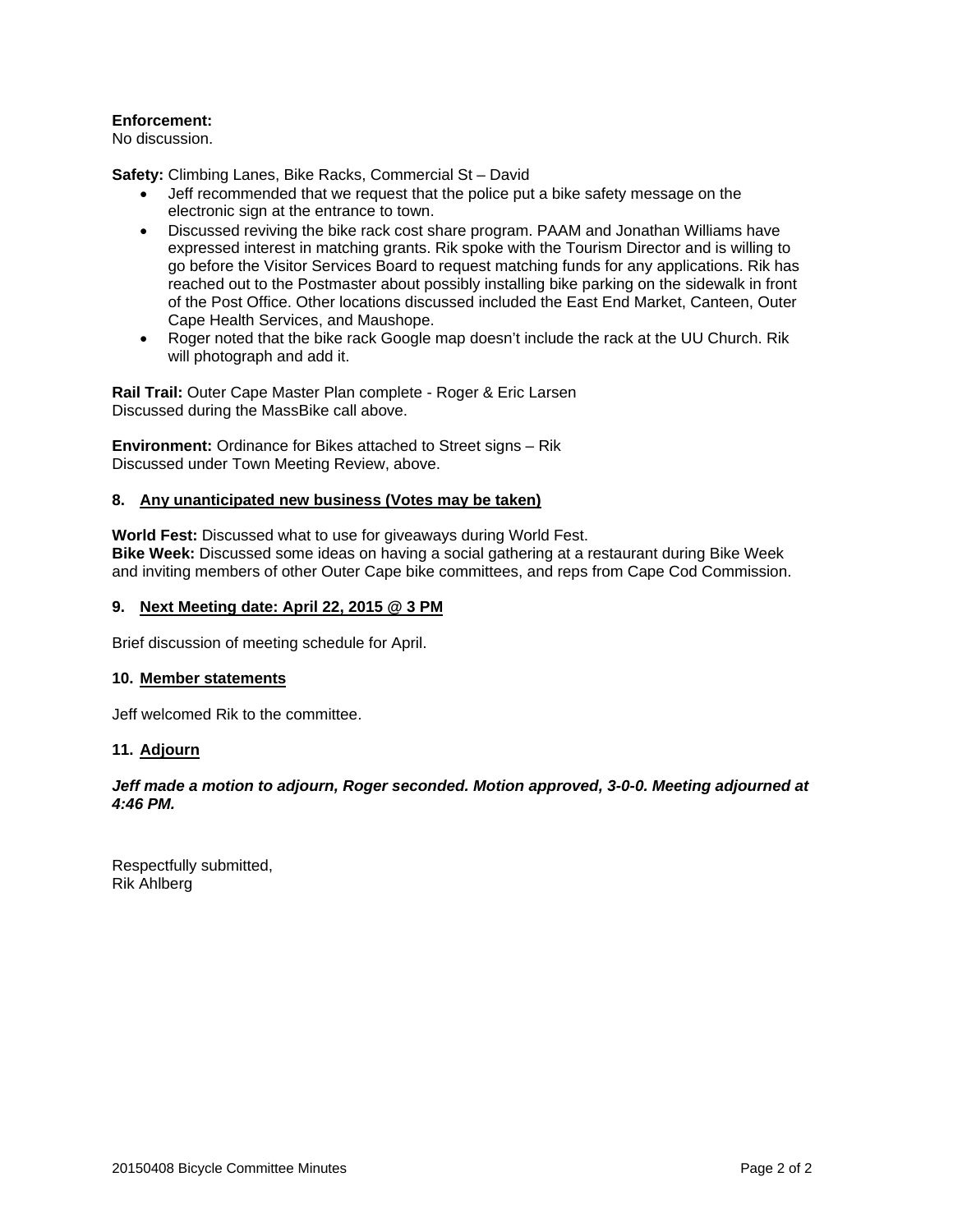**Enforcement:**
No discussion.

**Safety:** Climbing Lanes, Bike Racks, Commercial St – David

- Jeff recommended that we request that the police put a bike safety message on the electronic sign at the entrance to town.
- Discussed reviving the bike rack cost share program. PAAM and Jonathan Williams have expressed interest in matching grants. Rik spoke with the Tourism Director and is willing to go before the Visitor Services Board to request matching funds for any applications. Rik has reached out to the Postmaster about possibly installing bike parking on the sidewalk in front of the Post Office. Other locations discussed included the East End Market, Canteen, Outer Cape Health Services, and Maushope.
- Roger noted that the bike rack Google map doesn't include the rack at the UU Church. Rik will photograph and add it.

**Rail Trail:** Outer Cape Master Plan complete - Roger & Eric Larsen
Discussed during the MassBike call above.

**Environment:** Ordinance for Bikes attached to Street signs – Rik
Discussed under Town Meeting Review, above.

### 8. Any unanticipated new business (Votes may be taken)

**World Fest:** Discussed what to use for giveaways during World Fest.
**Bike Week:** Discussed some ideas on having a social gathering at a restaurant during Bike Week and inviting members of other Outer Cape bike committees, and reps from Cape Cod Commission.

### 9. Next Meeting date: April 22, 2015 @ 3 PM

Brief discussion of meeting schedule for April.

### 10. Member statements

Jeff welcomed Rik to the committee.

### 11. Adjourn

***Jeff made a motion to adjourn, Roger seconded. Motion approved, 3-0-0. Meeting adjourned at 4:46 PM.***

Respectfully submitted,
Rik Ahlberg